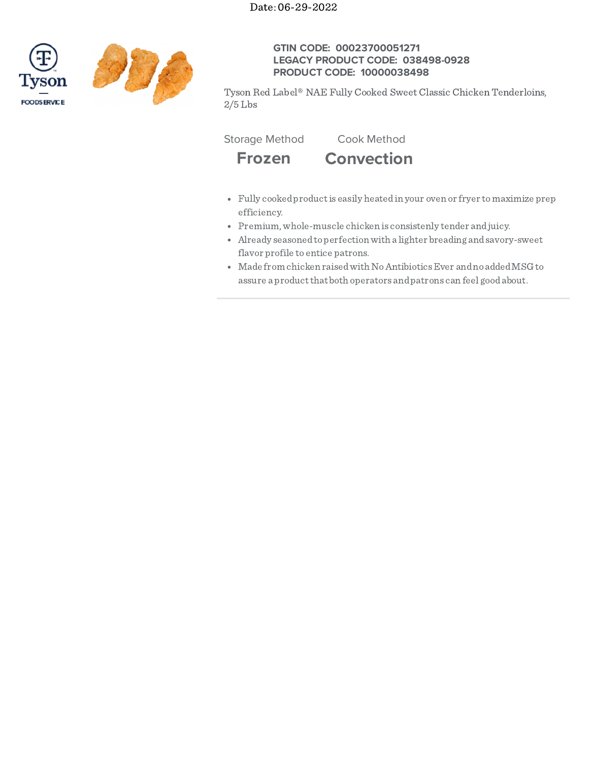Date: 06-29-2022

**GTIN CODE: 00023700051271**
**LEGACY PRODUCT CODE: 038498-0928**
**PRODUCT CODE: 10000038498**

Tyson Red Label® NAE Fully Cooked Sweet Classic Chicken Tenderloins, 2/5 Lbs

| Storage Method | Cook Method |
|---|---|
| **Frozen** | **Convection** |

- Fully cooked product is easily heated in your oven or fryer to maximize prep efficiency.
- Premium, whole-muscle chicken is consistenly tender and juicy.
- Already seasoned to perfection with a lighter breading and savory-sweet flavor profile to entice patrons.
- Made from chicken raised with No Antibiotics Ever and no added MSG to assure a product that both operators and patrons can feel good about.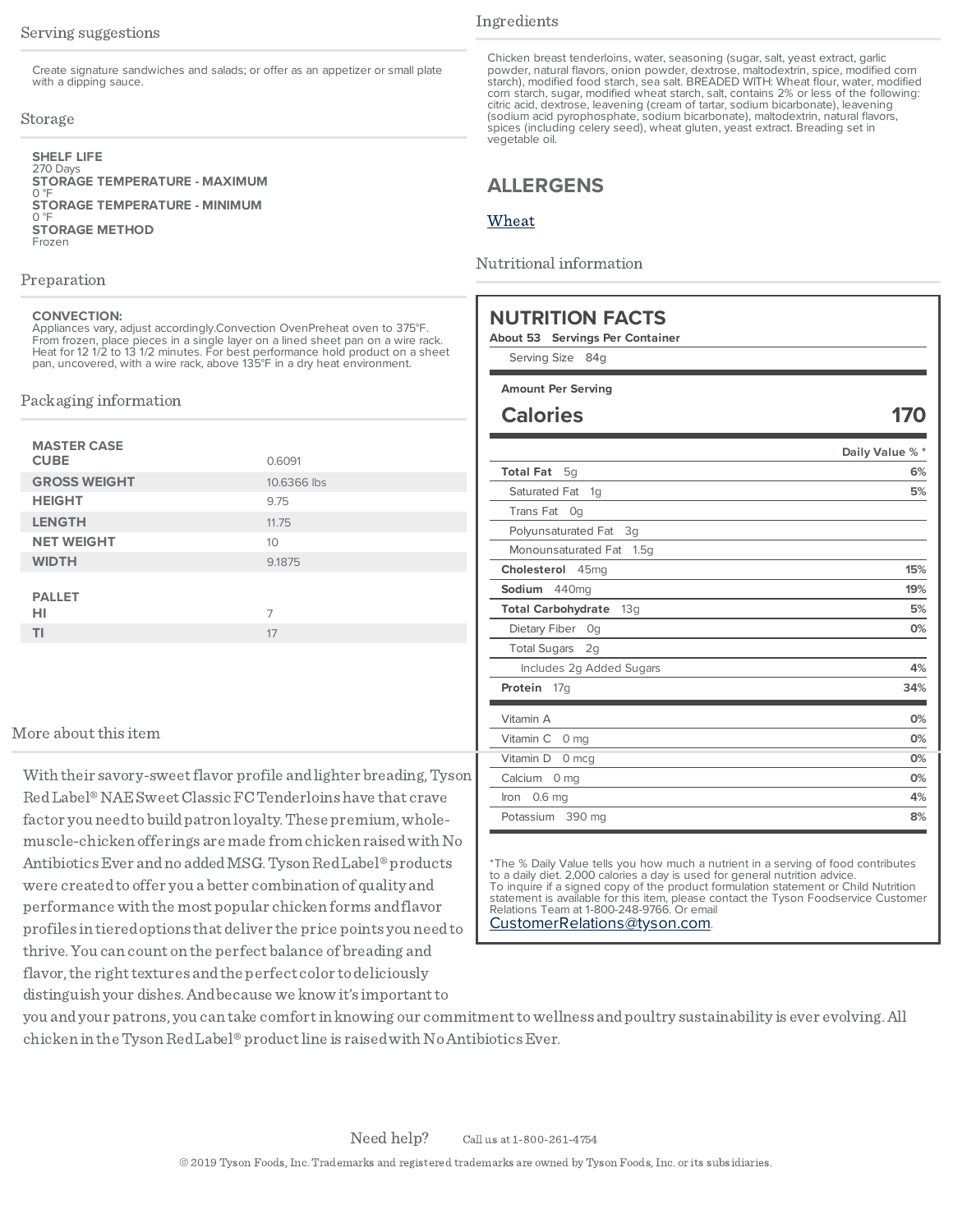## Serving suggestions

Create signature sandwiches and salads; or offer as an appetizer or small plate with a dipping sauce.

## Storage

**SHELF LIFE**
270 Days
**STORAGE TEMPERATURE - MAXIMUM**
0 °F
**STORAGE TEMPERATURE - MINIMUM**
0 °F
**STORAGE METHOD**
Frozen

## Preparation

**CONVECTION:**
Appliances vary, adjust accordingly.Convection OvenPreheat oven to 375°F. From frozen, place pieces in a single layer on a lined sheet pan on a wire rack. Heat for 12 1/2 to 13 1/2 minutes. For best performance hold product on a sheet pan, uncovered, with a wire rack, above 135°F in a dry heat environment.

## Packaging information

| | |
|---|---|
| **MASTER CASE** | |
| **CUBE** | 0.6091 |
| **GROSS WEIGHT** | 10.6366 lbs |
| **HEIGHT** | 9.75 |
| **LENGTH** | 11.75 |
| **NET WEIGHT** | 10 |
| **WIDTH** | 9.1875 |
| **PALLET** | |
| **HI** | 7 |
| **TI** | 17 |

## Ingredients

Chicken breast tenderloins, water, seasoning (sugar, salt, yeast extract, garlic powder, natural flavors, onion powder, dextrose, maltodextrin, spice, modified corn starch), modified food starch, sea salt. BREADED WITH: Wheat flour, water, modified corn starch, sugar, modified wheat starch, salt, contains 2% or less of the following: citric acid, dextrose, leavening (cream of tartar, sodium bicarbonate), leavening (sodium acid pyrophosphate, sodium bicarbonate), maltodextrin, natural flavors, spices (including celery seed), wheat gluten, yeast extract. Breading set in vegetable oil.

## ALLERGENS

Wheat

## Nutritional information

### NUTRITION FACTS

**About 53 Servings Per Container**
Serving Size 84g

**Amount Per Serving**

| | |
|---|---|
| **Calories** | **170** |
| | **Daily Value % \*** |
| **Total Fat** 5g | **6%** |
| Saturated Fat 1g | **5%** |
| Trans Fat 0g | |
| Polyunsaturated Fat 3g | |
| Monounsaturated Fat 1.5g | |
| **Cholesterol** 45mg | **15%** |
| **Sodium** 440mg | **19%** |
| **Total Carbohydrate** 13g | **5%** |
| Dietary Fiber 0g | **0%** |
| Total Sugars 2g | |
| Includes 2g Added Sugars | **4%** |
| **Protein** 17g | **34%** |
| Vitamin A | **0%** |
| Vitamin C 0 mg | **0%** |
| Vitamin D 0 mcg | **0%** |
| Calcium 0 mg | **0%** |
| Iron 0.6 mg | **4%** |
| Potassium 390 mg | **8%** |

*The % Daily Value tells you how much a nutrient in a serving of food contributes to a daily diet. 2,000 calories a day is used for general nutrition advice.
To inquire if a signed copy of the product formulation statement or Child Nutrition statement is available for this item, please contact the Tyson Foodservice Customer Relations Team at 1-800-248-9766. Or email CustomerRelations@tyson.com.

## More about this item

With their savory-sweet flavor profile and lighter breading, Tyson Red Label® NAE Sweet Classic FC Tenderloins have that crave factor you need to build patron loyalty. These premium, whole-muscle-chicken offerings are made from chicken raised with No Antibiotics Ever and no added MSG. Tyson Red Label® products were created to offer you a better combination of quality and performance with the most popular chicken forms and flavor profiles in tiered options that deliver the price points you need to thrive. You can count on the perfect balance of breading and flavor, the right textures and the perfect color to deliciously distinguish your dishes. And because we know it's important to you and your patrons, you can take comfort in knowing our commitment to wellness and poultry sustainability is ever evolving. All chicken in the Tyson Red Label® product line is raised with No Antibiotics Ever.

Need help? Call us at 1-800-261-4754

© 2019 Tyson Foods, Inc. Trademarks and registered trademarks are owned by Tyson Foods, Inc. or its subsidiaries.